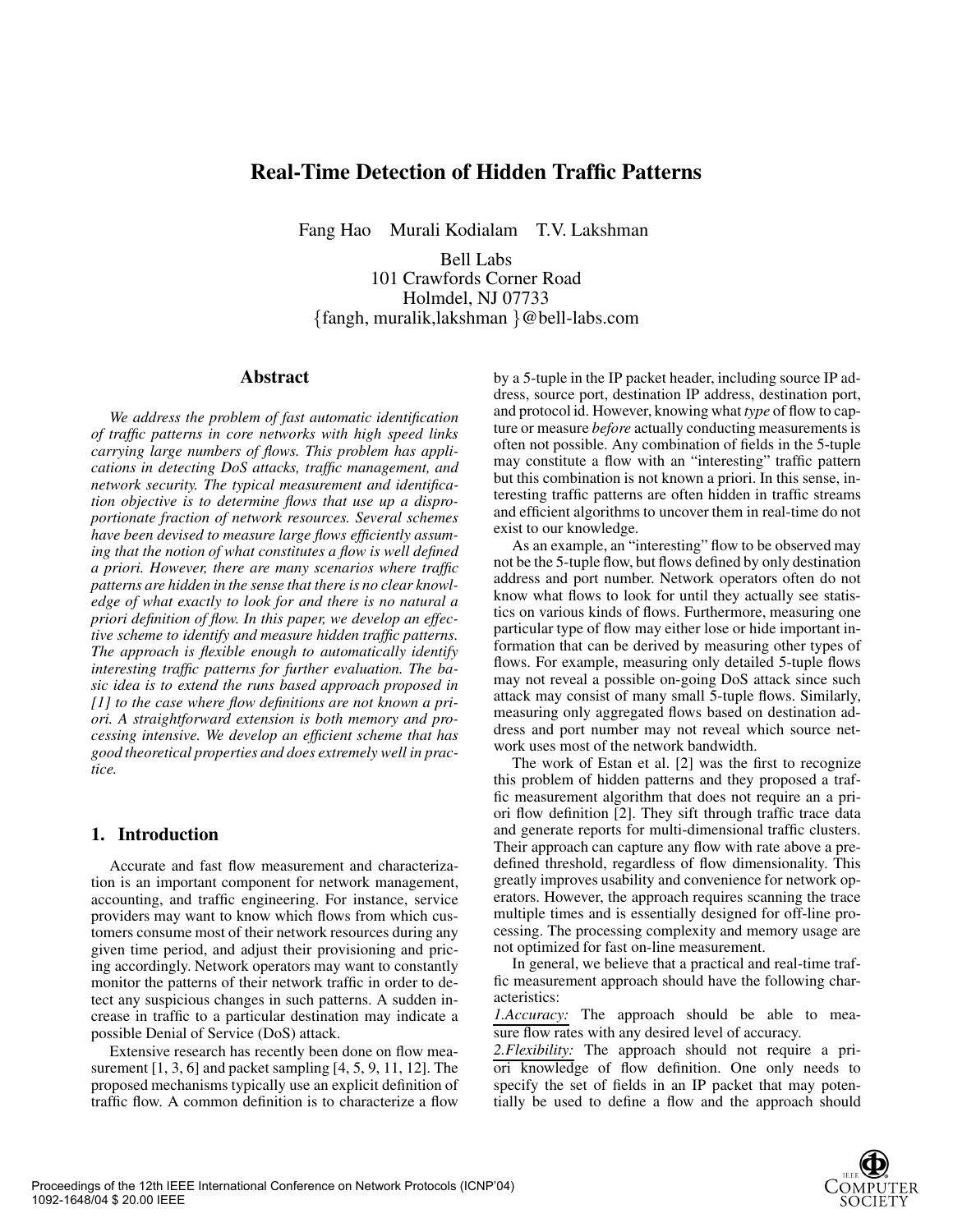# Real-Time Detection of Hidden Traffic Patterns

Fang Hao    Murali Kodialam    T.V. Lakshman

Bell Labs
101 Crawfords Corner Road
Holmdel, NJ 07733
{fangh, muralik,lakshman }@bell-labs.com

## Abstract

*We address the problem of fast automatic identification of traffic patterns in core networks with high speed links carrying large numbers of flows. This problem has applications in detecting DoS attacks, traffic management, and network security. The typical measurement and identification objective is to determine flows that use up a disproportionate fraction of network resources. Several schemes have been devised to measure large flows efficiently assuming that the notion of what constitutes a flow is well defined a priori. However, there are many scenarios where traffic patterns are hidden in the sense that there is no clear knowledge of what exactly to look for and there is no natural a priori definition of flow. In this paper, we develop an effective scheme to identify and measure hidden traffic patterns. The approach is flexible enough to automatically identify interesting traffic patterns for further evaluation. The basic idea is to extend the runs based approach proposed in [1] to the case where flow definitions are not known a priori. A straightforward extension is both memory and processing intensive. We develop an efficient scheme that has good theoretical properties and does extremely well in practice.*

## 1. Introduction

Accurate and fast flow measurement and characterization is an important component for network management, accounting, and traffic engineering. For instance, service providers may want to know which flows from which customers consume most of their network resources during any given time period, and adjust their provisioning and pricing accordingly. Network operators may want to constantly monitor the patterns of their network traffic in order to detect any suspicious changes in such patterns. A sudden increase in traffic to a particular destination may indicate a possible Denial of Service (DoS) attack.

Extensive research has recently been done on flow measurement [1, 3, 6] and packet sampling [4, 5, 9, 11, 12]. The proposed mechanisms typically use an explicit definition of traffic flow. A common definition is to characterize a flow by a 5-tuple in the IP packet header, including source IP address, source port, destination IP address, destination port, and protocol id. However, knowing what *type* of flow to capture or measure *before* actually conducting measurements is often not possible. Any combination of fields in the 5-tuple may constitute a flow with an "interesting" traffic pattern but this combination is not known a priori. In this sense, interesting traffic patterns are often hidden in traffic streams and efficient algorithms to uncover them in real-time do not exist to our knowledge.

As an example, an "interesting" flow to be observed may not be the 5-tuple flow, but flows defined by only destination address and port number. Network operators often do not know what flows to look for until they actually see statistics on various kinds of flows. Furthermore, measuring one particular type of flow may either lose or hide important information that can be derived by measuring other types of flows. For example, measuring only detailed 5-tuple flows may not reveal a possible on-going DoS attack since such attack may consist of many small 5-tuple flows. Similarly, measuring only aggregated flows based on destination address and port number may not reveal which source network uses most of the network bandwidth.

The work of Estan et al. [2] was the first to recognize this problem of hidden patterns and they proposed a traffic measurement algorithm that does not require an a priori flow definition [2]. They sift through traffic trace data and generate reports for multi-dimensional traffic clusters. Their approach can capture any flow with rate above a predefined threshold, regardless of flow dimensionality. This greatly improves usability and convenience for network operators. However, the approach requires scanning the trace multiple times and is essentially designed for off-line processing. The processing complexity and memory usage are not optimized for fast on-line measurement.

In general, we believe that a practical and real-time traffic measurement approach should have the following characteristics:

1. *Accuracy:* The approach should be able to measure flow rates with any desired level of accuracy.
2. *Flexibility:* The approach should not require a priori knowledge of flow definition. One only needs to specify the set of fields in an IP packet that may potentially be used to define a flow and the approach should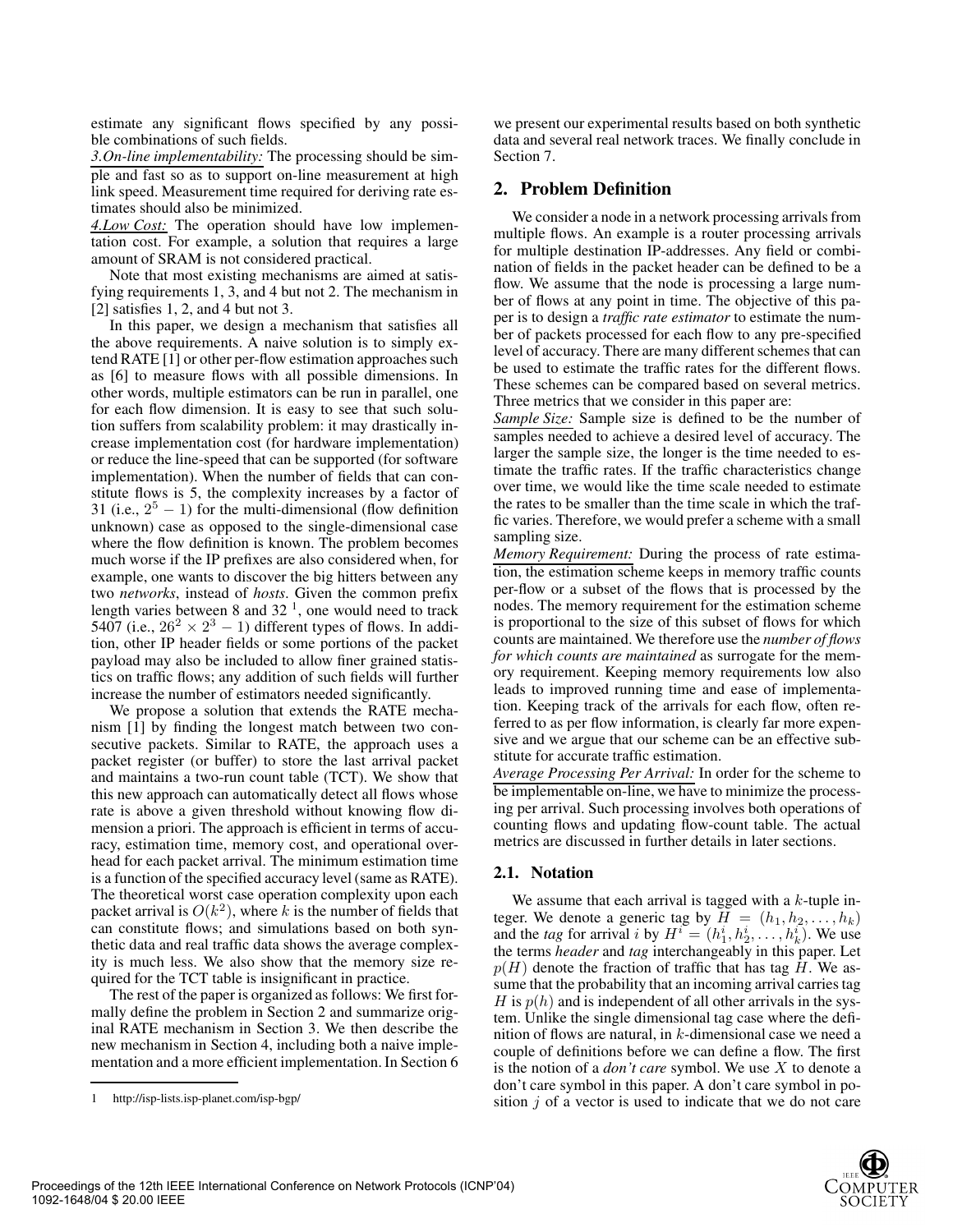estimate any significant flows specified by any possible combinations of such fields.

*3.On-line implementability:* The processing should be simple and fast so as to support on-line measurement at high link speed. Measurement time required for deriving rate estimates should also be minimized.

*4.Low Cost:* The operation should have low implementation cost. For example, a solution that requires a large amount of SRAM is not considered practical.

Note that most existing mechanisms are aimed at satisfying requirements 1, 3, and 4 but not 2. The mechanism in [2] satisfies 1, 2, and 4 but not 3.

In this paper, we design a mechanism that satisfies all the above requirements. A naive solution is to simply extend RATE [1] or other per-flow estimation approaches such as [6] to measure flows with all possible dimensions. In other words, multiple estimators can be run in parallel, one for each flow dimension. It is easy to see that such solution suffers from scalability problem: it may drastically increase implementation cost (for hardware implementation) or reduce the line-speed that can be supported (for software implementation). When the number of fields that can constitute flows is 5, the complexity increases by a factor of 31 (i.e., $2^5 - 1$) for the multi-dimensional (flow definition unknown) case as opposed to the single-dimensional case where the flow definition is known. The problem becomes much worse if the IP prefixes are also considered when, for example, one wants to discover the big hitters between any two *networks*, instead of *hosts*. Given the common prefix length varies between 8 and 32 [1], one would need to track 5407 (i.e., $26^2 \times 2^3 - 1$) different types of flows. In addition, other IP header fields or some portions of the packet payload may also be included to allow finer grained statistics on traffic flows; any addition of such fields will further increase the number of estimators needed significantly.

We propose a solution that extends the RATE mechanism [1] by finding the longest match between two consecutive packets. Similar to RATE, the approach uses a packet register (or buffer) to store the last arrival packet and maintains a two-run count table (TCT). We show that this new approach can automatically detect all flows whose rate is above a given threshold without knowing flow dimension a priori. The approach is efficient in terms of accuracy, estimation time, memory cost, and operational overhead for each packet arrival. The minimum estimation time is a function of the specified accuracy level (same as RATE). The theoretical worst case operation complexity upon each packet arrival is $O(k^2)$, where $k$ is the number of fields that can constitute flows; and simulations based on both synthetic data and real traffic data shows the average complexity is much less. We also show that the memory size required for the TCT table is insignificant in practice.

The rest of the paper is organized as follows: We first formally define the problem in Section 2 and summarize original RATE mechanism in Section 3. We then describe the new mechanism in Section 4, including both a naive implementation and a more efficient implementation. In Section 6 we present our experimental results based on both synthetic data and several real network traces. We finally conclude in Section 7.

[1] http://isp-lists.isp-planet.com/isp-bgp/

## 2. Problem Definition

We consider a node in a network processing arrivals from multiple flows. An example is a router processing arrivals for multiple destination IP-addresses. Any field or combination of fields in the packet header can be defined to be a flow. We assume that the node is processing a large number of flows at any point in time. The objective of this paper is to design a *traffic rate estimator* to estimate the number of packets processed for each flow to any pre-specified level of accuracy. There are many different schemes that can be used to estimate the traffic rates for the different flows. These schemes can be compared based on several metrics. Three metrics that we consider in this paper are:

*Sample Size:* Sample size is defined to be the number of samples needed to achieve a desired level of accuracy. The larger the sample size, the longer is the time needed to estimate the traffic rates. If the traffic characteristics change over time, we would like the time scale needed to estimate the rates to be smaller than the time scale in which the traffic varies. Therefore, we would prefer a scheme with a small sampling size.

*Memory Requirement:* During the process of rate estimation, the estimation scheme keeps in memory traffic counts per-flow or a subset of the flows that is processed by the nodes. The memory requirement for the estimation scheme is proportional to the size of this subset of flows for which counts are maintained. We therefore use the *number of flows for which counts are maintained* as surrogate for the memory requirement. Keeping memory requirements low also leads to improved running time and ease of implementation. Keeping track of the arrivals for each flow, often referred to as per flow information, is clearly far more expensive and we argue that our scheme can be an effective substitute for accurate traffic estimation.

*Average Processing Per Arrival:* In order for the scheme to be implementable on-line, we have to minimize the processing per arrival. Such processing involves both operations of counting flows and updating flow-count table. The actual metrics are discussed in further details in later sections.

### 2.1. Notation

We assume that each arrival is tagged with a $k$-tuple integer. We denote a generic tag by $H = (h_1, h_2, \ldots, h_k)$ and the *tag* for arrival $i$ by $H^i = (h_1^i, h_2^i, \ldots, h_k^i)$. We use the terms *header* and *tag* interchangeably in this paper. Let $p(H)$ denote the fraction of traffic that has tag $H$. We assume that the probability that an incoming arrival carries tag $H$ is $p(h)$ and is independent of all other arrivals in the system. Unlike the single dimensional tag case where the definition of flows are natural, in $k$-dimensional case we need a couple of definitions before we can define a flow. The first is the notion of a *don't care* symbol. We use $X$ to denote a don't care symbol in this paper. A don't care symbol in position $j$ of a vector is used to indicate that we do not care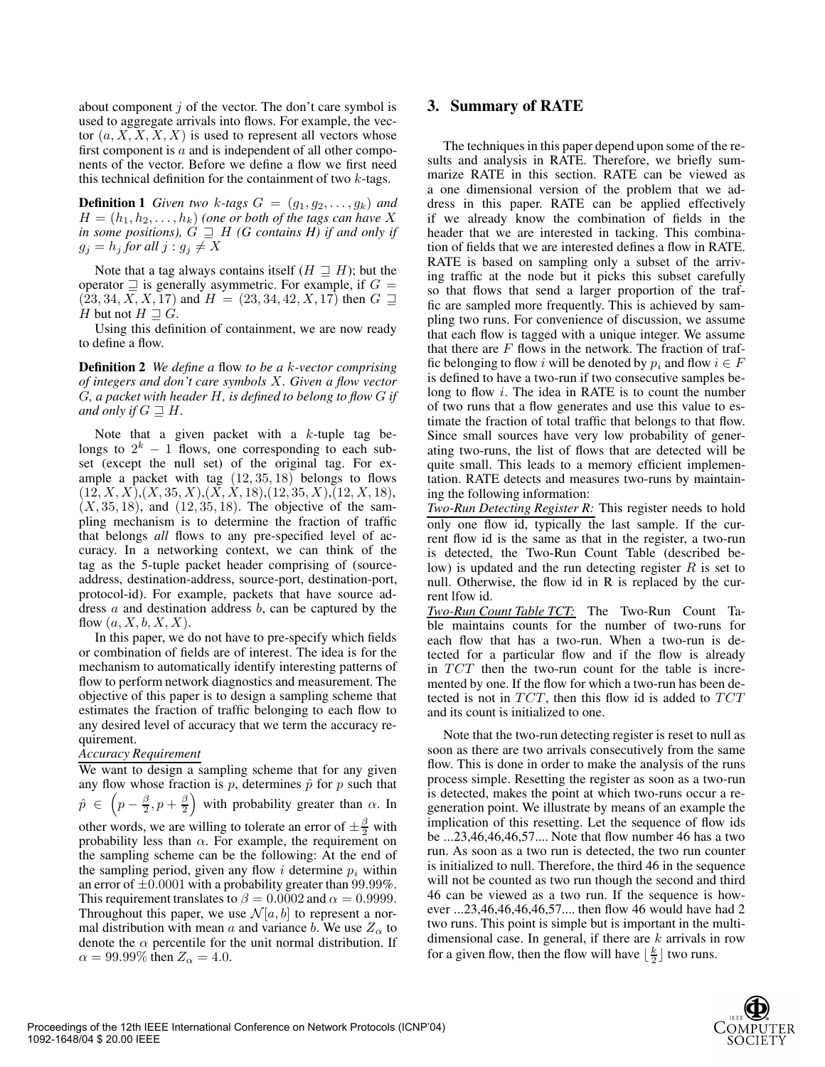about component $j$ of the vector. The don't care symbol is used to aggregate arrivals into flows. For example, the vector $(a, X, X, X, X)$ is used to represent all vectors whose first component is $a$ and is independent of all other components of the vector. Before we define a flow we first need this technical definition for the containment of two $k$-tags.

**Definition 1** *Given two $k$-tags $G = (g_1, g_2, \ldots, g_k)$ and $H = (h_1, h_2, \ldots, h_k)$ (one or both of the tags can have $X$ in some positions), $G \sqsupseteq H$ (G contains H) if and only if $g_j = h_j$ for all $j : g_j \neq X$*

Note that a tag always contains itself ($H \sqsupseteq H$); but the operator $\sqsupseteq$ is generally asymmetric. For example, if $G = (23, 34, X, X, 17)$ and $H = (23, 34, 42, X, 17)$ then $G \sqsupseteq H$ but not $H \sqsupseteq G$.

Using this definition of containment, we are now ready to define a flow.

**Definition 2** *We define a* flow *to be a $k$-vector comprising of integers and don't care symbols $X$. Given a flow vector $G$, a packet with header $H$, is defined to belong to flow $G$ if and only if $G \sqsupseteq H$.*

Note that a given packet with a $k$-tuple tag belongs to $2^k - 1$ flows, one corresponding to each subset (except the null set) of the original tag. For example a packet with tag $(12, 35, 18)$ belongs to flows $(12, X, X)$,$(X, 35, X)$,$(X, X, 18)$,$(12, 35, X)$,$(12, X, 18)$, $(X, 35, 18)$, and $(12, 35, 18)$. The objective of the sampling mechanism is to determine the fraction of traffic that belongs *all* flows to any pre-specified level of accuracy. In a networking context, we can think of the tag as the 5-tuple packet header comprising of (source-address, destination-address, source-port, destination-port, protocol-id). For example, packets that have source address $a$ and destination address $b$, can be captured by the flow $(a, X, b, X, X)$.

In this paper, we do not have to pre-specify which fields or combination of fields are of interest. The idea is for the mechanism to automatically identify interesting patterns of flow to perform network diagnostics and measurement. The objective of this paper is to design a sampling scheme that estimates the fraction of traffic belonging to each flow to any desired level of accuracy that we term the accuracy requirement.

*Accuracy Requirement*

We want to design a sampling scheme that for any given any flow whose fraction is $p$, determines $\hat{p}$ for $p$ such that $\hat{p} \in \left(p - \frac{\beta}{2}, p + \frac{\beta}{2}\right)$ with probability greater than $\alpha$. In other words, we are willing to tolerate an error of $\pm\frac{\beta}{2}$ with probability less than $\alpha$. For example, the requirement on the sampling scheme can be the following: At the end of the sampling period, given any flow $i$ determine $p_i$ within an error of $\pm 0.0001$ with a probability greater than $99.99\%$. This requirement translates to $\beta = 0.0002$ and $\alpha = 0.9999$. Throughout this paper, we use $\mathcal{N}[a, b]$ to represent a normal distribution with mean $a$ and variance $b$. We use $Z_\alpha$ to denote the $\alpha$ percentile for the unit normal distribution. If $\alpha = 99.99\%$ then $Z_\alpha = 4.0$.

## 3. Summary of RATE

The techniques in this paper depend upon some of the results and analysis in RATE. Therefore, we briefly summarize RATE in this section. RATE can be viewed as a one dimensional version of the problem that we address in this paper. RATE can be applied effectively if we already know the combination of fields in the header that we are interested in tacking. This combination of fields that we are interested defines a flow in RATE. RATE is based on sampling only a subset of the arriving traffic at the node but it picks this subset carefully so that flows that send a larger proportion of the traffic are sampled more frequently. This is achieved by sampling two runs. For convenience of discussion, we assume that each flow is tagged with a unique integer. We assume that there are $F$ flows in the network. The fraction of traffic belonging to flow $i$ will be denoted by $p_i$ and flow $i \in F$ is defined to have a two-run if two consecutive samples belong to flow $i$. The idea in RATE is to count the number of two runs that a flow generates and use this value to estimate the fraction of total traffic that belongs to that flow. Since small sources have very low probability of generating two-runs, the list of flows that are detected will be quite small. This leads to a memory efficient implementation. RATE detects and measures two-runs by maintaining the following information:

*Two-Run Detecting Register R:* This register needs to hold only one flow id, typically the last sample. If the current flow id is the same as that in the register, a two-run is detected, the Two-Run Count Table (described below) is updated and the run detecting register $R$ is set to null. Otherwise, the flow id in R is replaced by the current lfow id.

*Two-Run Count Table TCT:* The Two-Run Count Table maintains counts for the number of two-runs for each flow that has a two-run. When a two-run is detected for a particular flow and if the flow is already in $TCT$ then the two-run count for the table is incremented by one. If the flow for which a two-run has been detected is not in $TCT$, then this flow id is added to $TCT$ and its count is initialized to one.

Note that the two-run detecting register is reset to null as soon as there are two arrivals consecutively from the same flow. This is done in order to make the analysis of the runs process simple. Resetting the register as soon as a two-run is detected, makes the point at which two-runs occur a regeneration point. We illustrate by means of an example the implication of this resetting. Let the sequence of flow ids be ...23,46,46,46,57.... Note that flow number 46 has a two run. As soon as a two run is detected, the two run counter is initialized to null. Therefore, the third 46 in the sequence will not be counted as two run though the second and third 46 can be viewed as a two run. If the sequence is however ...23,46,46,46,46,57.... then flow 46 would have had 2 two runs. This point is simple but is important in the multi-dimensional case. In general, if there are $k$ arrivals in row for a given flow, then the flow will have $\lfloor \frac{k}{2} \rfloor$ two runs.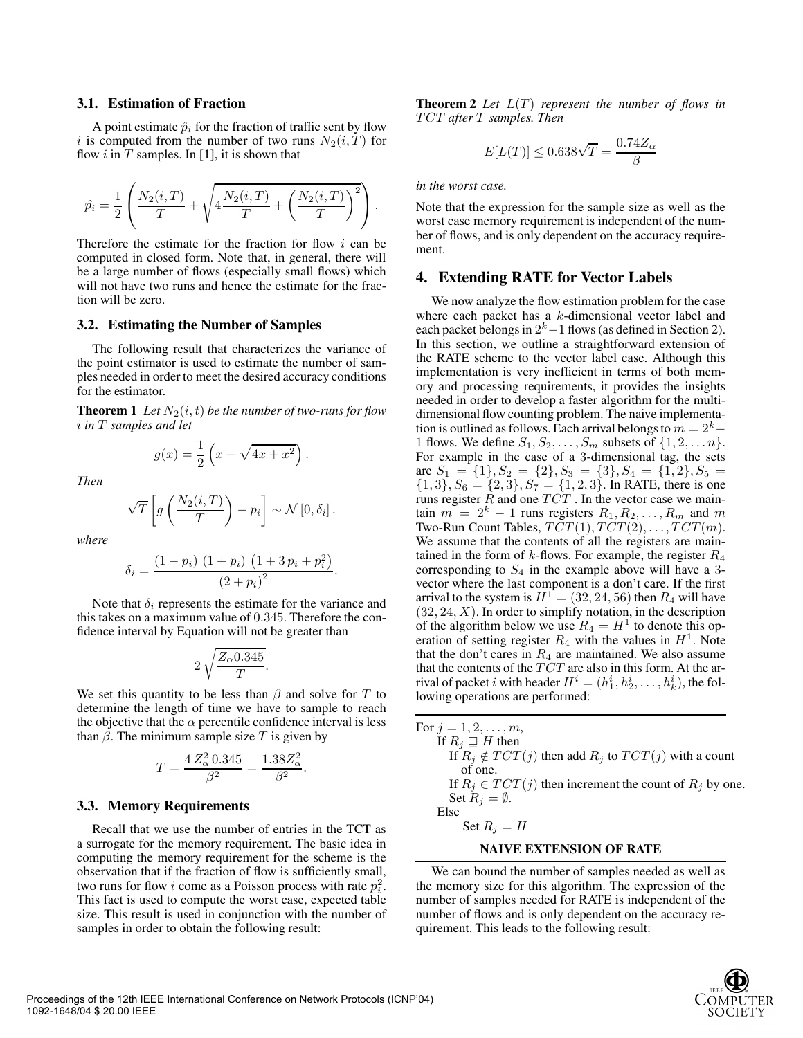### 3.1. Estimation of Fraction

A point estimate $\hat{p_i}$ for the fraction of traffic sent by flow $i$ is computed from the number of two runs $N_2(i,T)$ for flow $i$ in $T$ samples. In [1], it is shown that

$$\hat{p_i} = \frac{1}{2}\left(\frac{N_2(i,T)}{T} + \sqrt{4\frac{N_2(i,T)}{T} + \left(\frac{N_2(i,T)}{T}\right)^2}\right).$$

Therefore the estimate for the fraction for flow $i$ can be computed in closed form. Note that, in general, there will be a large number of flows (especially small flows) which will not have two runs and hence the estimate for the fraction will be zero.

### 3.2. Estimating the Number of Samples

The following result that characterizes the variance of the point estimator is used to estimate the number of samples needed in order to meet the desired accuracy conditions for the estimator.

**Theorem 1** *Let $N_2(i,t)$ be the number of two-runs for flow $i$ in $T$ samples and let*

$$g(x) = \frac{1}{2}\left(x + \sqrt{4x + x^2}\right).$$

*Then*

$$\sqrt{T}\left[g\left(\frac{N_2(i,T)}{T}\right) - p_i\right] \sim \mathcal{N}\left[0, \delta_i\right].$$

*where*

$$\delta_i = \frac{(1-p_i)\,(1+p_i)\,\left(1+3\,p_i+p_i^2\right)}{(2+p_i)^2}.$$

Note that $\delta_i$ represents the estimate for the variance and this takes on a maximum value of $0.345$. Therefore the confidence interval by Equation will not be greater than

$$2\sqrt{\frac{Z_\alpha 0.345}{T}}.$$

We set this quantity to be less than $\beta$ and solve for $T$ to determine the length of time we have to sample to reach the objective that the $\alpha$ percentile confidence interval is less than $\beta$. The minimum sample size $T$ is given by

$$T = \frac{4\,Z_\alpha^2\,0.345}{\beta^2} = \frac{1.38 Z_\alpha^2}{\beta^2}.$$

### 3.3. Memory Requirements

Recall that we use the number of entries in the TCT as a surrogate for the memory requirement. The basic idea in computing the memory requirement for the scheme is the observation that if the fraction of flow is sufficiently small, two runs for flow $i$ come as a Poisson process with rate $p_i^2$. This fact is used to compute the worst case, expected table size. This result is used in conjunction with the number of samples in order to obtain the following result:

**Theorem 2** *Let $L(T)$ represent the number of flows in $TCT$ after $T$ samples. Then*

$$E[L(T)] \leq 0.638\sqrt{T} = \frac{0.74 Z_\alpha}{\beta}$$

*in the worst case.*

Note that the expression for the sample size as well as the worst case memory requirement is independent of the number of flows, and is only dependent on the accuracy requirement.

## 4. Extending RATE for Vector Labels

We now analyze the flow estimation problem for the case where each packet has a $k$-dimensional vector label and each packet belongs in $2^k-1$ flows (as defined in Section 2). In this section, we outline a straightforward extension of the RATE scheme to the vector label case. Although this implementation is very inefficient in terms of both memory and processing requirements, it provides the insights needed in order to develop a faster algorithm for the multidimensional flow counting problem. The naive implementation is outlined as follows. Each arrival belongs to $m = 2^k - 1$ flows. We define $S_1, S_2, \ldots, S_m$ subsets of $\{1, 2, \ldots n\}$. For example in the case of a 3-dimensional tag, the sets are $S_1 = \{1\}, S_2 = \{2\}, S_3 = \{3\}, S_4 = \{1,2\}, S_5 = \{1,3\}, S_6 = \{2,3\}, S_7 = \{1,2,3\}$. In RATE, there is one runs register $R$ and one $TCT$. In the vector case we maintain $m = 2^k - 1$ runs registers $R_1, R_2, \ldots, R_m$ and $m$ Two-Run Count Tables, $TCT(1), TCT(2), \ldots, TCT(m)$. We assume that the contents of all the registers are maintained in the form of $k$-flows. For example, the register $R_4$ corresponding to $S_4$ in the example above will have a 3-vector where the last component is a don't care. If the first arrival to the system is $H^1 = (32, 24, 56)$ then $R_4$ will have $(32, 24, X)$. In order to simplify notation, in the description of the algorithm below we use $R_4 = H^1$ to denote this operation of setting register $R_4$ with the values in $H^1$. Note that the don't cares in $R_4$ are maintained. We also assume that the contents of the $TCT$ are also in this form. At the arrival of packet $i$ with header $H^i = (h_1^i, h_2^i, \ldots, h_k^i)$, the following operations are performed:

```
For j = 1, 2, ..., m,
    If R_j ⊒ H then
        If R_j ∉ TCT(j) then add R_j to TCT(j) with a count
          of one.
        If R_j ∈ TCT(j) then increment the count of R_j by one.
        Set R_j = ∅.
    Else
        Set R_j = H
```

**NAIVE EXTENSION OF RATE**

We can bound the number of samples needed as well as the memory size for this algorithm. The expression of the number of samples needed for RATE is independent of the number of flows and is only dependent on the accuracy requirement. This leads to the following result: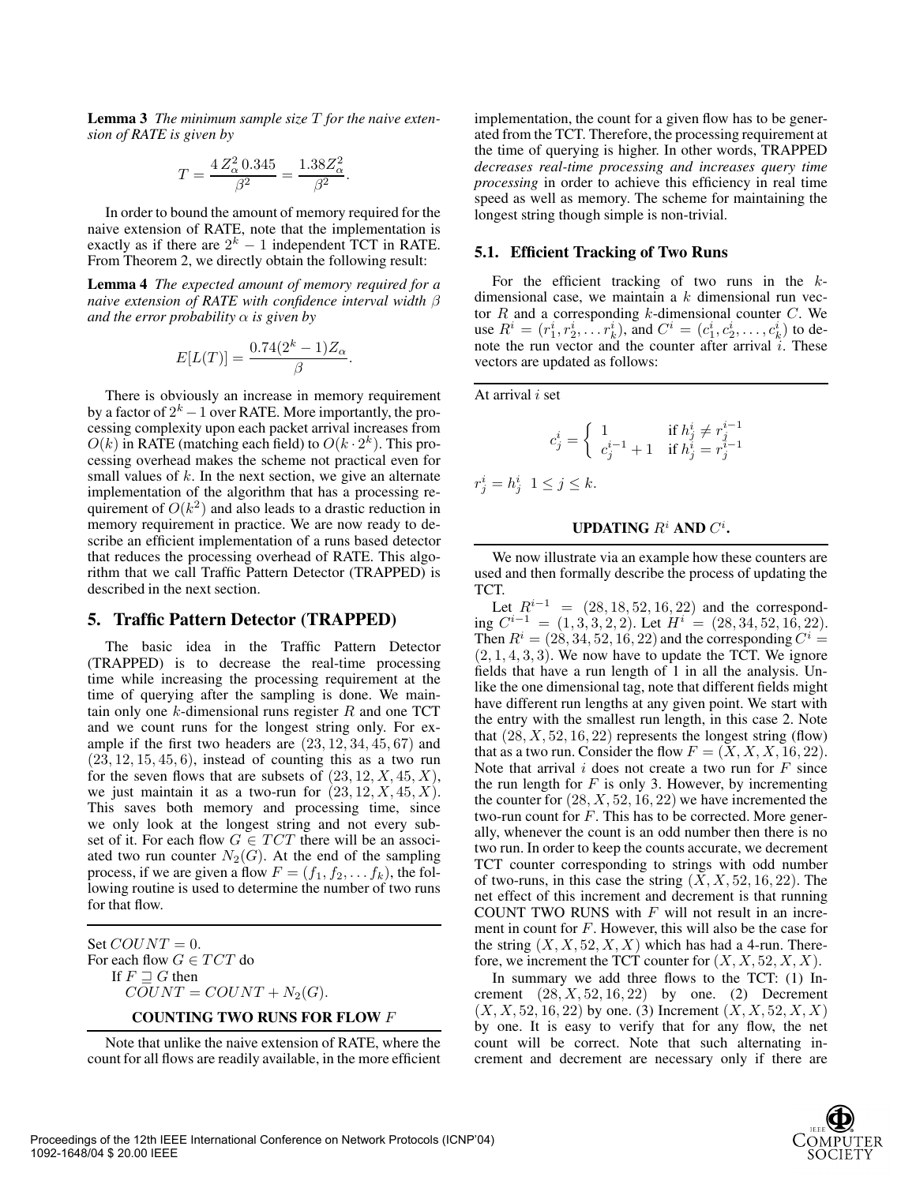**Lemma 3** *The minimum sample size $T$ for the naive extension of RATE is given by*

$$T = \frac{4\,Z_\alpha^2\,0.345}{\beta^2} = \frac{1.38 Z_\alpha^2}{\beta^2}.$$

In order to bound the amount of memory required for the naive extension of RATE, note that the implementation is exactly as if there are $2^k - 1$ independent TCT in RATE. From Theorem 2, we directly obtain the following result:

**Lemma 4** *The expected amount of memory required for a naive extension of RATE with confidence interval width $\beta$ and the error probability $\alpha$ is given by*

$$E[L(T)] = \frac{0.74(2^k - 1)Z_\alpha}{\beta}.$$

There is obviously an increase in memory requirement by a factor of $2^k - 1$ over RATE. More importantly, the processing complexity upon each packet arrival increases from $O(k)$ in RATE (matching each field) to $O(k \cdot 2^k)$. This processing overhead makes the scheme not practical even for small values of $k$. In the next section, we give an alternate implementation of the algorithm that has a processing requirement of $O(k^2)$ and also leads to a drastic reduction in memory requirement in practice. We are now ready to describe an efficient implementation of a runs based detector that reduces the processing overhead of RATE. This algorithm that we call Traffic Pattern Detector (TRAPPED) is described in the next section.

## 5. Traffic Pattern Detector (TRAPPED)

The basic idea in the Traffic Pattern Detector (TRAPPED) is to decrease the real-time processing time while increasing the processing requirement at the time of querying after the sampling is done. We maintain only one $k$-dimensional runs register $R$ and one TCT and we count runs for the longest string only. For example if the first two headers are $(23, 12, 34, 45, 67)$ and $(23, 12, 15, 45, 6)$, instead of counting this as a two run for the seven flows that are subsets of $(23, 12, X, 45, X)$, we just maintain it as a two-run for $(23, 12, X, 45, X)$. This saves both memory and processing time, since we only look at the longest string and not every subset of it. For each flow $G \in TCT$ there will be an associated two run counter $N_2(G)$. At the end of the sampling process, if we are given a flow $F = (f_1, f_2, \ldots f_k)$, the following routine is used to determine the number of two runs for that flow.

Set $COUNT = 0$.
For each flow $G \in TCT$ do
  If $F \sqsupseteq G$ then
    $COUNT = COUNT + N_2(G)$.

**COUNTING TWO RUNS FOR FLOW $F$**

Note that unlike the naive extension of RATE, where the count for all flows are readily available, in the more efficient implementation, the count for a given flow has to be generated from the TCT. Therefore, the processing requirement at the time of querying is higher. In other words, TRAPPED *decreases real-time processing and increases query time processing* in order to achieve this efficiency in real time speed as well as memory. The scheme for maintaining the longest string though simple is non-trivial.

### 5.1. Efficient Tracking of Two Runs

For the efficient tracking of two runs in the $k$-dimensional case, we maintain a $k$ dimensional run vector $R$ and a corresponding $k$-dimensional counter $C$. We use $R^i = (r_1^i, r_2^i, \ldots r_k^i)$, and $C^i = (c_1^i, c_2^i, \ldots, c_k^i)$ to denote the run vector and the counter after arrival $i$. These vectors are updated as follows:

At arrival $i$ set

$$c_j^i = \begin{cases} 1 & \text{if } h_j^i \neq r_j^{i-1} \\ c_j^{i-1} + 1 & \text{if } h_j^i = r_j^{i-1} \end{cases}$$

$r_j^i = h_j^i \;\; 1 \leq j \leq k.$

**UPDATING $R^i$ AND $C^i$.**

We now illustrate via an example how these counters are used and then formally describe the process of updating the TCT.

Let $R^{i-1} = (28, 18, 52, 16, 22)$ and the corresponding $C^{i-1} = (1, 3, 3, 2, 2)$. Let $H^i = (28, 34, 52, 16, 22)$. Then $R^i = (28, 34, 52, 16, 22)$ and the corresponding $C^i = (2, 1, 4, 3, 3)$. We now have to update the TCT. We ignore fields that have a run length of 1 in all the analysis. Unlike the one dimensional tag, note that different fields might have different run lengths at any given point. We start with the entry with the smallest run length, in this case 2. Note that $(28, X, 52, 16, 22)$ represents the longest string (flow) that as a two run. Consider the flow $F = (X, X, X, 16, 22)$. Note that arrival $i$ does not create a two run for $F$ since the run length for $F$ is only 3. However, by incrementing the counter for $(28, X, 52, 16, 22)$ we have incremented the two-run count for $F$. This has to be corrected. More generally, whenever the count is an odd number then there is no two run. In order to keep the counts accurate, we decrement TCT counter corresponding to strings with odd number of two-runs, in this case the string $(X, X, 52, 16, 22)$. The net effect of this increment and decrement is that running COUNT TWO RUNS with $F$ will not result in an increment in count for $F$. However, this will also be the case for the string $(X, X, 52, X, X)$ which has had a 4-run. Therefore, we increment the TCT counter for $(X, X, 52, X, X)$.

In summary we add three flows to the TCT: (1) Increment $(28, X, 52, 16, 22)$ by one. (2) Decrement $(X, X, 52, 16, 22)$ by one. (3) Increment $(X, X, 52, X, X)$ by one. It is easy to verify that for any flow, the net count will be correct. Note that such alternating increment and decrement are necessary only if there are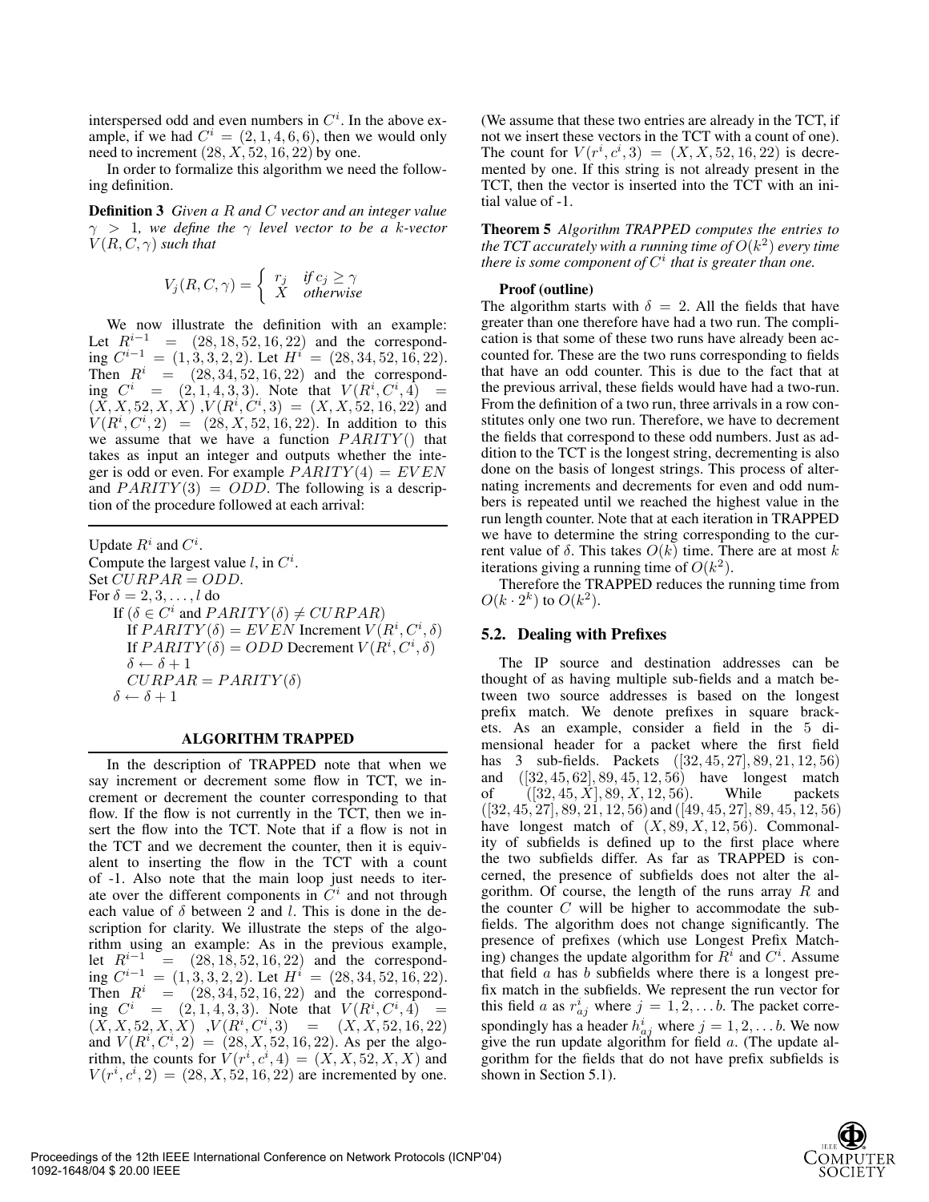interspersed odd and even numbers in $C^i$. In the above example, if we had $C^i = (2,1,4,6,6)$, then we would only need to increment $(28, X, 52, 16, 22)$ by one.

In order to formalize this algorithm we need the following definition.

**Definition 3** *Given a $R$ and $C$ vector and an integer value $\gamma > 1$, we define the $\gamma$ level vector to be a $k$-vector $V(R, C, \gamma)$ such that*

$$V_j(R, C, \gamma) = \begin{cases} r_j & \text{if } c_j \geq \gamma \\ X & \text{otherwise} \end{cases}$$

We now illustrate the definition with an example: Let $R^{i-1} = (28, 18, 52, 16, 22)$ and the corresponding $C^{i-1} = (1, 3, 3, 2, 2)$. Let $H^i = (28, 34, 52, 16, 22)$. Then $R^i = (28, 34, 52, 16, 22)$ and the corresponding $C^i = (2, 1, 4, 3, 3)$. Note that $V(R^i, C^i, 4) = (X, X, 52, X, X)$ ,$V(R^i, C^i, 3) = (X, X, 52, 16, 22)$ and $V(R^i, C^i, 2) = (28, X, 52, 16, 22)$. In addition to this we assume that we have a function $PARITY()$ that takes as input an integer and outputs whether the integer is odd or even. For example $PARITY(4) = EVEN$ and $PARITY(3) = ODD$. The following is a description of the procedure followed at each arrival:

```
Update R^i and C^i.
Compute the largest value l, in C^i.
Set CURPAR = ODD.
For δ = 2, 3, ..., l do
    If (δ ∈ C^i and PARITY(δ) ≠ CURPAR)
    If PARITY(δ) = EVEN Increment V(R^i, C^i, δ)
    If PARITY(δ) = ODD Decrement V(R^i, C^i, δ)
    δ ← δ + 1
    CURPAR = PARITY(δ)
  δ ← δ + 1
```

**ALGORITHM TRAPPED**

In the description of TRAPPED note that when we say increment or decrement some flow in TCT, we increment or decrement the counter corresponding to that flow. If the flow is not currently in the TCT, then we insert the flow into the TCT. Note that if a flow is not in the TCT and we decrement the counter, then it is equivalent to inserting the flow in the TCT with a count of -1. Also note that the main loop just needs to iterate over the different components in $C^i$ and not through each value of $\delta$ between 2 and $l$. This is done in the description for clarity. We illustrate the steps of the algorithm using an example: As in the previous example, let $R^{i-1} = (28, 18, 52, 16, 22)$ and the corresponding $C^{i-1} = (1, 3, 3, 2, 2)$. Let $H^i = (28, 34, 52, 16, 22)$. Then $R^i = (28, 34, 52, 16, 22)$ and the corresponding $C^i = (2, 1, 4, 3, 3)$. Note that $V(R^i, C^i, 4) = (X, X, 52, X, X)$ ,$V(R^i, C^i, 3) = (X, X, 52, 16, 22)$ and $V(R^i, C^i, 2) = (28, X, 52, 16, 22)$. As per the algorithm, the counts for $V(r^i, c^i, 4) = (X, X, 52, X, X)$ and $V(r^i, c^i, 2) = (28, X, 52, 16, 22)$ are incremented by one. (We assume that these two entries are already in the TCT, if not we insert these vectors in the TCT with a count of one). The count for $V(r^i, c^i, 3) = (X, X, 52, 16, 22)$ is decremented by one. If this string is not already present in the TCT, then the vector is inserted into the TCT with an initial value of -1.

**Theorem 5** *Algorithm TRAPPED computes the entries to the TCT accurately with a running time of $O(k^2)$ every time there is some component of $C^i$ that is greater than one.*

**Proof (outline)**

The algorithm starts with $\delta = 2$. All the fields that have greater than one therefore have had a two run. The complication is that some of these two runs have already been accounted for. These are the two runs corresponding to fields that have an odd counter. This is due to the fact that at the previous arrival, these fields would have had a two-run. From the definition of a two run, three arrivals in a row constitutes only one two run. Therefore, we have to decrement the fields that correspond to these odd numbers. Just as addition to the TCT is the longest string, decrementing is also done on the basis of longest strings. This process of alternating increments and decrements for even and odd numbers is repeated until we reached the highest value in the run length counter. Note that at each iteration in TRAPPED we have to determine the string corresponding to the current value of $\delta$. This takes $O(k)$ time. There are at most $k$ iterations giving a running time of $O(k^2)$.

Therefore the TRAPPED reduces the running time from $O(k \cdot 2^k)$ to $O(k^2)$.

### 5.2. Dealing with Prefixes

The IP source and destination addresses can be thought of as having multiple sub-fields and a match between two source addresses is based on the longest prefix match. We denote prefixes in square brackets. As an example, consider a field in the 5 dimensional header for a packet where the first field has 3 sub-fields. Packets $([32, 45, 27], 89, 21, 12, 56)$ and $([32, 45, 62], 89, 45, 12, 56)$ have longest match of $([32, 45, X], 89, X, 12, 56)$. While packets $([32, 45, 27], 89, 21, 12, 56)$ and $([49, 45, 27], 89, 45, 12, 56)$ have longest match of $(X, 89, X, 12, 56)$. Commonality of subfields is defined up to the first place where the two subfields differ. As far as TRAPPED is concerned, the presence of subfields does not alter the algorithm. Of course, the length of the runs array $R$ and the counter $C$ will be higher to accommodate the subfields. The algorithm does not change significantly. The presence of prefixes (which use Longest Prefix Matching) changes the update algorithm for $R^i$ and $C^i$. Assume that field $a$ has $b$ subfields where there is a longest prefix match in the subfields. We represent the run vector for this field $a$ as $r^i_{aj}$ where $j = 1, 2, \ldots b$. The packet correspondingly has a header $h^i_{aj}$ where $j = 1, 2, \ldots b$. We now give the run update algorithm for field $a$. (The update algorithm for the fields that do not have prefix subfields is shown in Section 5.1).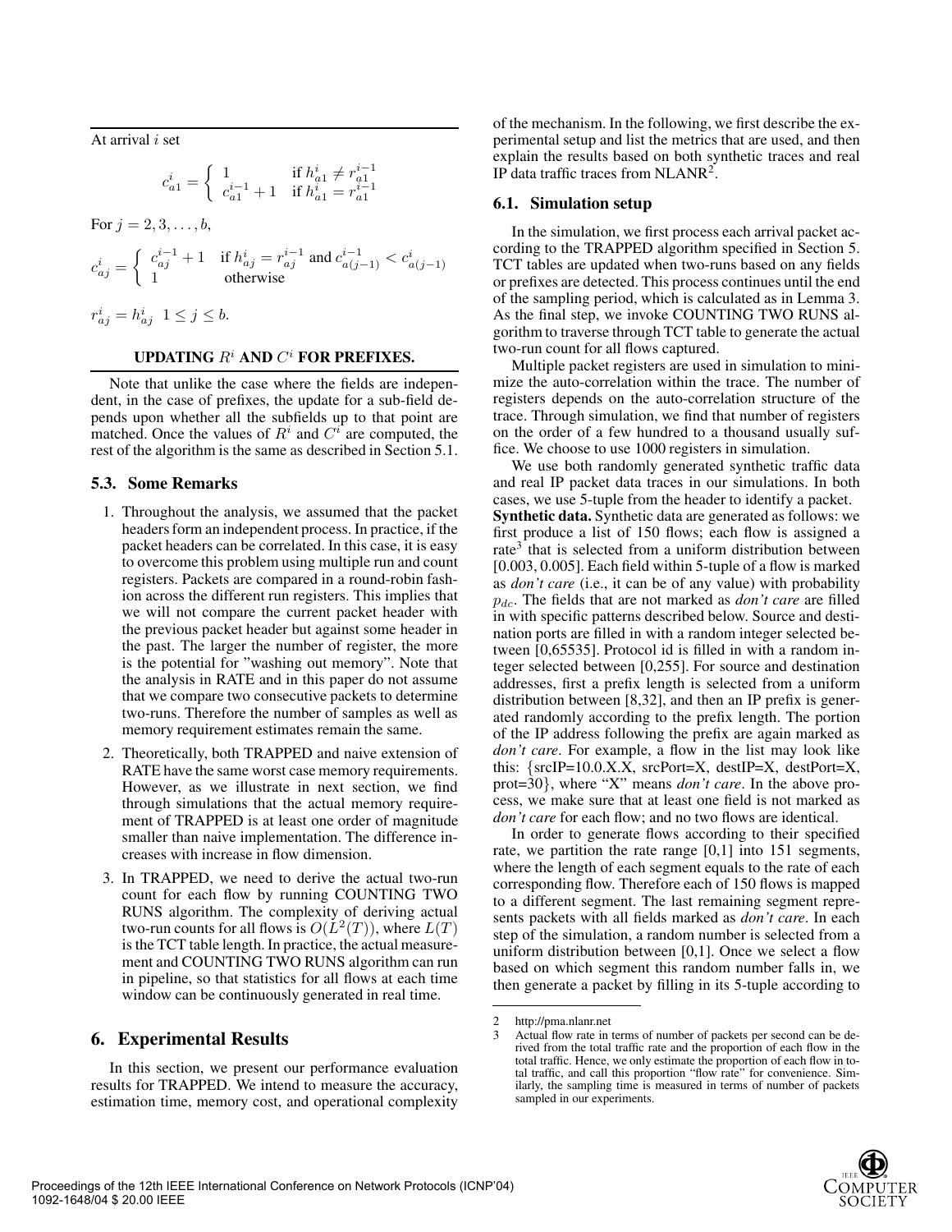At arrival $i$ set

$$c^i_{a1} = \begin{cases} 1 & \text{if } h^i_{a1} \neq r^{i-1}_{a1} \\ c^{i-1}_{a1} + 1 & \text{if } h^i_{a1} = r^{i-1}_{a1} \end{cases}$$

For $j = 2, 3, \ldots, b$,

$$c^i_{aj} = \begin{cases} c^{i-1}_{aj} + 1 & \text{if } h^i_{aj} = r^{i-1}_{aj} \text{ and } c^{i-1}_{a(j-1)} < c^i_{a(j-1)} \\ 1 & \text{otherwise} \end{cases}$$

$$r^i_{aj} = h^i_{aj} \quad 1 \leq j \leq b.$$

**UPDATING $R^i$ AND $C^i$ FOR PREFIXES.**

Note that unlike the case where the fields are independent, in the case of prefixes, the update for a sub-field depends upon whether all the subfields up to that point are matched. Once the values of $R^i$ and $C^i$ are computed, the rest of the algorithm is the same as described in Section 5.1.

### 5.3. Some Remarks

1. Throughout the analysis, we assumed that the packet headers form an independent process. In practice, if the packet headers can be correlated. In this case, it is easy to overcome this problem using multiple run and count registers. Packets are compared in a round-robin fashion across the different run registers. This implies that we will not compare the current packet header with the previous packet header but against some header in the past. The larger the number of register, the more is the potential for "washing out memory". Note that the analysis in RATE and in this paper do not assume that we compare two consecutive packets to determine two-runs. Therefore the number of samples as well as memory requirement estimates remain the same.
2. Theoretically, both TRAPPED and naive extension of RATE have the same worst case memory requirements. However, as we illustrate in next section, we find through simulations that the actual memory requirement of TRAPPED is at least one order of magnitude smaller than naive implementation. The difference increases with increase in flow dimension.
3. In TRAPPED, we need to derive the actual two-run count for each flow by running COUNTING TWO RUNS algorithm. The complexity of deriving actual two-run counts for all flows is $O(L^2(T))$, where $L(T)$ is the TCT table length. In practice, the actual measurement and COUNTING TWO RUNS algorithm can run in pipeline, so that statistics for all flows at each time window can be continuously generated in real time.

## 6. Experimental Results

In this section, we present our performance evaluation results for TRAPPED. We intend to measure the accuracy, estimation time, memory cost, and operational complexity of the mechanism. In the following, we first describe the experimental setup and list the metrics that are used, and then explain the results based on both synthetic traces and real IP data traffic traces from NLANR[2].

### 6.1. Simulation setup

In the simulation, we first process each arrival packet according to the TRAPPED algorithm specified in Section 5. TCT tables are updated when two-runs based on any fields or prefixes are detected. This process continues until the end of the sampling period, which is calculated as in Lemma 3. As the final step, we invoke COUNTING TWO RUNS algorithm to traverse through TCT table to generate the actual two-run count for all flows captured.

Multiple packet registers are used in simulation to minimize the auto-correlation within the trace. The number of registers depends on the auto-correlation structure of the trace. Through simulation, we find that number of registers on the order of a few hundred to a thousand usually suffice. We choose to use 1000 registers in simulation.

We use both randomly generated synthetic traffic data and real IP packet data traces in our simulations. In both cases, we use 5-tuple from the header to identify a packet.

**Synthetic data.** Synthetic data are generated as follows: we first produce a list of 150 flows; each flow is assigned a rate[3] that is selected from a uniform distribution between [0.003, 0.005]. Each field within 5-tuple of a flow is marked as *don't care* (i.e., it can be of any value) with probability $p_{dc}$. The fields that are not marked as *don't care* are filled in with specific patterns described below. Source and destination ports are filled in with a random integer selected between [0,65535]. Protocol id is filled in with a random integer selected between [0,255]. For source and destination addresses, first a prefix length is selected from a uniform distribution between [8,32], and then an IP prefix is generated randomly according to the prefix length. The portion of the IP address following the prefix are again marked as *don't care*. For example, a flow in the list may look like this: {srcIP=10.0.X.X, srcPort=X, destIP=X, destPort=X, prot=30}, where "X" means *don't care*. In the above process, we make sure that at least one field is not marked as *don't care* for each flow; and no two flows are identical.

In order to generate flows according to their specified rate, we partition the rate range [0,1] into 151 segments, where the length of each segment equals to the rate of each corresponding flow. Therefore each of 150 flows is mapped to a different segment. The last remaining segment represents packets with all fields marked as *don't care*. In each step of the simulation, a random number is selected from a uniform distribution between [0,1]. Once we select a flow based on which segment this random number falls in, we then generate a packet by filling in its 5-tuple according to

---

2 http://pma.nlanr.net

3 Actual flow rate in terms of number of packets per second can be derived from the total traffic rate and the proportion of each flow in the total traffic. Hence, we only estimate the proportion of each flow in total traffic, and call this proportion "flow rate" for convenience. Similarly, the sampling time is measured in terms of number of packets sampled in our experiments.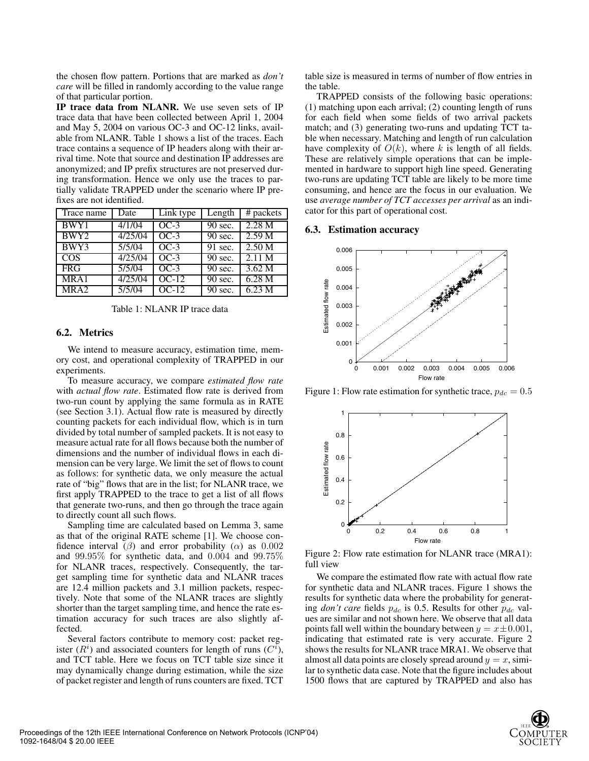the chosen flow pattern. Portions that are marked as *don't care* will be filled in randomly according to the value range of that particular portion.

**IP trace data from NLANR.** We use seven sets of IP trace data that have been collected between April 1, 2004 and May 5, 2004 on various OC-3 and OC-12 links, available from NLANR. Table 1 shows a list of the traces. Each trace contains a sequence of IP headers along with their arrival time. Note that source and destination IP addresses are anonymized; and IP prefix structures are not preserved during transformation. Hence we only use the traces to partially validate TRAPPED under the scenario where IP prefixes are not identified.

| Trace name | Date | Link type | Length | # packets |
|---|---|---|---|---|
| BWY1 | 4/1/04 | OC-3 | 90 sec. | 2.28 M |
| BWY2 | 4/25/04 | OC-3 | 90 sec. | 2.59 M |
| BWY3 | 5/5/04 | OC-3 | 91 sec. | 2.50 M |
| COS | 4/25/04 | OC-3 | 90 sec. | 2.11 M |
| FRG | 5/5/04 | OC-3 | 90 sec. | 3.62 M |
| MRA1 | 4/25/04 | OC-12 | 90 sec. | 6.28 M |
| MRA2 | 5/5/04 | OC-12 | 90 sec. | 6.23 M |

Table 1: NLANR IP trace data

### 6.2. Metrics

We intend to measure accuracy, estimation time, memory cost, and operational complexity of TRAPPED in our experiments.

To measure accuracy, we compare *estimated flow rate* with *actual flow rate*. Estimated flow rate is derived from two-run count by applying the same formula as in RATE (see Section 3.1). Actual flow rate is measured by directly counting packets for each individual flow, which is in turn divided by total number of sampled packets. It is not easy to measure actual rate for all flows because both the number of dimensions and the number of individual flows in each dimension can be very large. We limit the set of flows to count as follows: for synthetic data, we only measure the actual rate of "big" flows that are in the list; for NLANR trace, we first apply TRAPPED to the trace to get a list of all flows that generate two-runs, and then go through the trace again to directly count all such flows.

Sampling time are calculated based on Lemma 3, same as that of the original RATE scheme [1]. We choose confidence interval ($\beta$) and error probability ($\alpha$) as $0.002$ and $99.95\%$ for synthetic data, and $0.004$ and $99.75\%$ for NLANR traces, respectively. Consequently, the target sampling time for synthetic data and NLANR traces are 12.4 million packets and 3.1 million packets, respectively. Note that some of the NLANR traces are slightly shorter than the target sampling time, and hence the rate estimation accuracy for such traces are also slightly affected.

Several factors contribute to memory cost: packet register ($R^i$) and associated counters for length of runs ($C^i$), and TCT table. Here we focus on TCT table size since it may dynamically change during estimation, while the size of packet register and length of runs counters are fixed. TCT table size is measured in terms of number of flow entries in the table.

TRAPPED consists of the following basic operations: (1) matching upon each arrival; (2) counting length of runs for each field when some fields of two arrival packets match; and (3) generating two-runs and updating TCT table when necessary. Matching and length of run calculation have complexity of $O(k)$, where $k$ is length of all fields. These are relatively simple operations that can be implemented in hardware to support high line speed. Generating two-runs are updating TCT table are likely to be more time consuming, and hence are the focus in our evaluation. We use *average number of TCT accesses per arrival* as an indicator for this part of operational cost.

### 6.3. Estimation accuracy

Figure 1: Flow rate estimation for synthetic trace, $p_{dc} = 0.5$

Figure 2: Flow rate estimation for NLANR trace (MRA1): full view

We compare the estimated flow rate with actual flow rate for synthetic data and NLANR traces. Figure 1 shows the results for synthetic data where the probability for generating *don't care* fields $p_{dc}$ is 0.5. Results for other $p_{dc}$ values are similar and not shown here. We observe that all data points fall well within the boundary between $y = x \pm 0.001$, indicating that estimated rate is very accurate. Figure 2 shows the results for NLANR trace MRA1. We observe that almost all data points are closely spread around $y = x$, similar to synthetic data case. Note that the figure includes about 1500 flows that are captured by TRAPPED and also has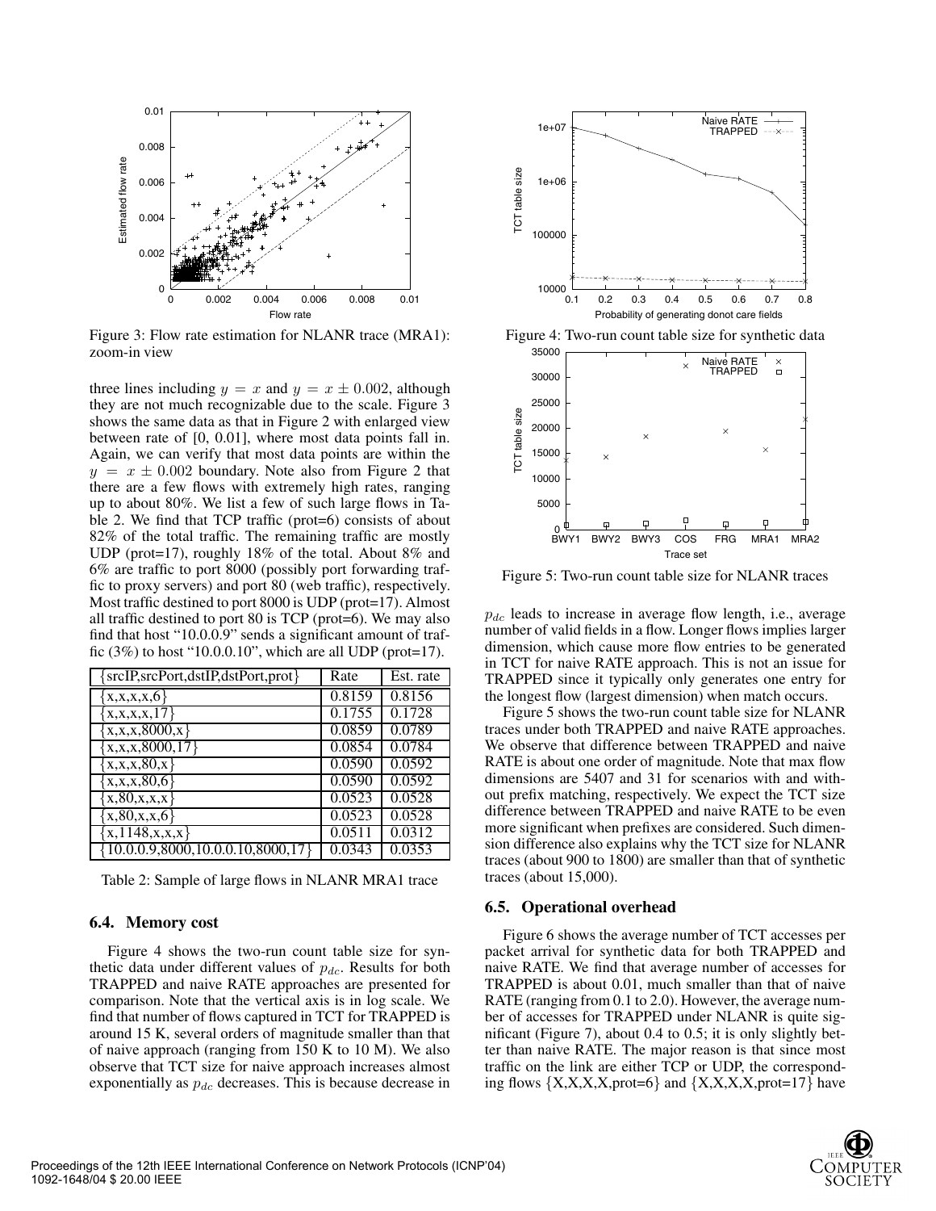Figure 3: Flow rate estimation for NLANR trace (MRA1): zoom-in view

three lines including $y = x$ and $y = x \pm 0.002$, although they are not much recognizable due to the scale. Figure 3 shows the same data as that in Figure 2 with enlarged view between rate of [0, 0.01], where most data points fall in. Again, we can verify that most data points are within the $y = x \pm 0.002$ boundary. Note also from Figure 2 that there are a few flows with extremely high rates, ranging up to about 80%. We list a few of such large flows in Table 2. We find that TCP traffic (prot=6) consists of about 82% of the total traffic. The remaining traffic are mostly UDP (prot=17), roughly 18% of the total. About 8% and 6% are traffic to port 8000 (possibly port forwarding traffic to proxy servers) and port 80 (web traffic), respectively. Most traffic destined to port 8000 is UDP (prot=17). Almost all traffic destined to port 80 is TCP (prot=6). We may also find that host "10.0.0.9" sends a significant amount of traffic (3%) to host "10.0.0.10", which are all UDP (prot=17).

| {srcIP,srcPort,dstIP,dstPort,prot} | Rate | Est. rate |
|---|---|---|
| {x,x,x,x,6} | 0.8159 | 0.8156 |
| {x,x,x,x,17} | 0.1755 | 0.1728 |
| {x,x,x,8000,x} | 0.0859 | 0.0789 |
| {x,x,x,8000,17} | 0.0854 | 0.0784 |
| {x,x,x,80,x} | 0.0590 | 0.0592 |
| {x,x,x,80,6} | 0.0590 | 0.0592 |
| {x,80,x,x,x} | 0.0523 | 0.0528 |
| {x,80,x,x,6} | 0.0523 | 0.0528 |
| {x,1148,x,x,x} | 0.0511 | 0.0312 |
| {10.0.0.9,8000,10.0.0.10,8000,17} | 0.0343 | 0.0353 |

Table 2: Sample of large flows in NLANR MRA1 trace

### 6.4. Memory cost

Figure 4 shows the two-run count table size for synthetic data under different values of $p_{dc}$. Results for both TRAPPED and naive RATE approaches are presented for comparison. Note that the vertical axis is in log scale. We find that number of flows captured in TCT for TRAPPED is around 15 K, several orders of magnitude smaller than that of naive approach (ranging from 150 K to 10 M). We also observe that TCT size for naive approach increases almost exponentially as $p_{dc}$ decreases. This is because decrease in $p_{dc}$ leads to increase in average flow length, i.e., average number of valid fields in a flow. Longer flows implies larger dimension, which cause more flow entries to be generated in TCT for naive RATE approach. This is not an issue for TRAPPED since it typically only generates one entry for the longest flow (largest dimension) when match occurs.

Figure 4: Two-run count table size for synthetic data

Figure 5: Two-run count table size for NLANR traces

Figure 5 shows the two-run count table size for NLANR traces under both TRAPPED and naive RATE approaches. We observe that difference between TRAPPED and naive RATE is about one order of magnitude. Note that max flow dimensions are 5407 and 31 for scenarios with and without prefix matching, respectively. We expect the TCT size difference between TRAPPED and naive RATE to be even more significant when prefixes are considered. Such dimension difference also explains why the TCT size for NLANR traces (about 900 to 1800) are smaller than that of synthetic traces (about 15,000).

### 6.5. Operational overhead

Figure 6 shows the average number of TCT accesses per packet arrival for synthetic data for both TRAPPED and naive RATE. We find that average number of accesses for TRAPPED is about 0.01, much smaller than that of naive RATE (ranging from 0.1 to 2.0). However, the average number of accesses for TRAPPED under NLANR is quite significant (Figure 7), about 0.4 to 0.5; it is only slightly better than naive RATE. The major reason is that since most traffic on the link are either TCP or UDP, the corresponding flows {X,X,X,X,prot=6} and {X,X,X,X,prot=17} have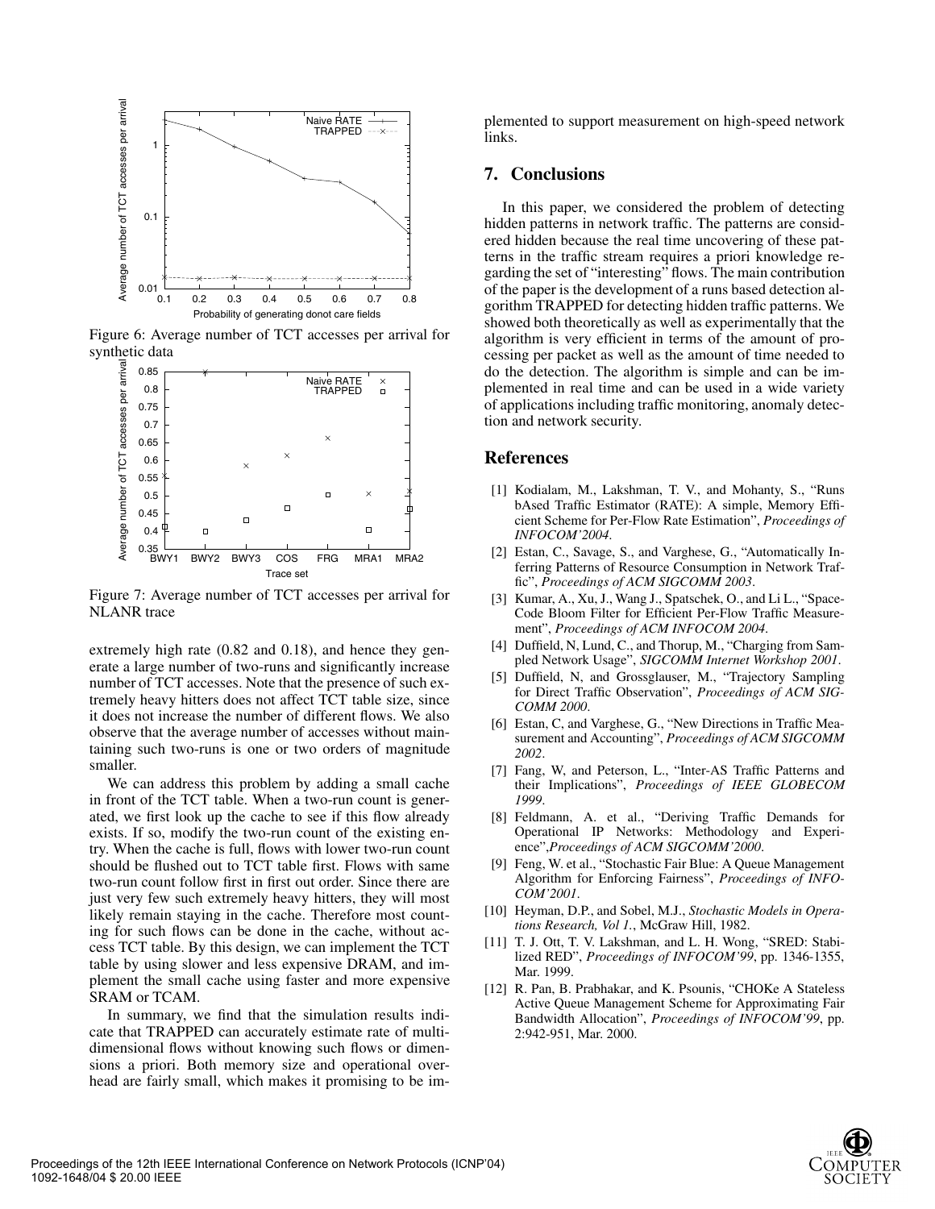Average number of TCT accesses per arrival

Naive RATE

TRAPPED

1

0.1

0.01

0.1 0.2 0.3 0.4 0.5 0.6 0.7 0.8

Probability of generating donot care fields

Figure 6: Average number of TCT accesses per arrival for synthetic data

Average number of TCT accesses per arrival

Naive RATE

TRAPPED

0.85
0.8
0.75
0.7
0.65
0.6
0.55
0.5
0.45
0.4
0.35

BWY1 BWY2 BWY3 COS FRG MRA1 MRA2

Trace set

Figure 7: Average number of TCT accesses per arrival for NLANR trace

extremely high rate (0.82 and 0.18), and hence they generate a large number of two-runs and significantly increase number of TCT accesses. Note that the presence of such extremely heavy hitters does not affect TCT table size, since it does not increase the number of different flows. We also observe that the average number of accesses without maintaining such two-runs is one or two orders of magnitude smaller.

We can address this problem by adding a small cache in front of the TCT table. When a two-run count is generated, we first look up the cache to see if this flow already exists. If so, modify the two-run count of the existing entry. When the cache is full, flows with lower two-run count should be flushed out to TCT table first. Flows with same two-run count follow first in first out order. Since there are just very few such extremely heavy hitters, they will most likely remain staying in the cache. Therefore most counting for such flows can be done in the cache, without access TCT table. By this design, we can implement the TCT table by using slower and less expensive DRAM, and implement the small cache using faster and more expensive SRAM or TCAM.

In summary, we find that the simulation results indicate that TRAPPED can accurately estimate rate of multi-dimensional flows without knowing such flows or dimensions a priori. Both memory size and operational overhead are fairly small, which makes it promising to be implemented to support measurement on high-speed network links.

## 7. Conclusions

In this paper, we considered the problem of detecting hidden patterns in network traffic. The patterns are considered hidden because the real time uncovering of these patterns in the traffic stream requires a priori knowledge regarding the set of "interesting" flows. The main contribution of the paper is the development of a runs based detection algorithm TRAPPED for detecting hidden traffic patterns. We showed both theoretically as well as experimentally that the algorithm is very efficient in terms of the amount of processing per packet as well as the amount of time needed to do the detection. The algorithm is simple and can be implemented in real time and can be used in a wide variety of applications including traffic monitoring, anomaly detection and network security.

## References

[1] Kodialam, M., Lakshman, T. V., and Mohanty, S., "Runs bAsed Traffic Estimator (RATE): A simple, Memory Efficient Scheme for Per-Flow Rate Estimation", *Proceedings of INFOCOM'2004*.

[2] Estan, C., Savage, S., and Varghese, G., "Automatically Inferring Patterns of Resource Consumption in Network Traffic", *Proceedings of ACM SIGCOMM 2003*.

[3] Kumar, A., Xu, J., Wang J., Spatschek, O., and Li L., "Space-Code Bloom Filter for Efficient Per-Flow Traffic Measurement", *Proceedings of ACM INFOCOM 2004*.

[4] Duffield, N, Lund, C., and Thorup, M., "Charging from Sampled Network Usage", *SIGCOMM Internet Workshop 2001*.

[5] Duffield, N, and Grossglauser, M., "Trajectory Sampling for Direct Traffic Observation", *Proceedings of ACM SIGCOMM 2000*.

[6] Estan, C, and Varghese, G., "New Directions in Traffic Measurement and Accounting", *Proceedings of ACM SIGCOMM 2002*.

[7] Fang, W, and Peterson, L., "Inter-AS Traffic Patterns and their Implications", *Proceedings of IEEE GLOBECOM 1999*.

[8] Feldmann, A. et al., "Deriving Traffic Demands for Operational IP Networks: Methodology and Experience",*Proceedings of ACM SIGCOMM'2000*.

[9] Feng, W. et al., "Stochastic Fair Blue: A Queue Management Algorithm for Enforcing Fairness", *Proceedings of INFOCOM'2001*.

[10] Heyman, D.P., and Sobel, M.J., *Stochastic Models in Operations Research, Vol 1.*, McGraw Hill, 1982.

[11] T. J. Ott, T. V. Lakshman, and L. H. Wong, "SRED: Stabilized RED", *Proceedings of INFOCOM'99*, pp. 1346-1355, Mar. 1999.

[12] R. Pan, B. Prabhakar, and K. Psounis, "CHOKe A Stateless Active Queue Management Scheme for Approximating Fair Bandwidth Allocation", *Proceedings of INFOCOM'99*, pp. 2:942-951, Mar. 2000.